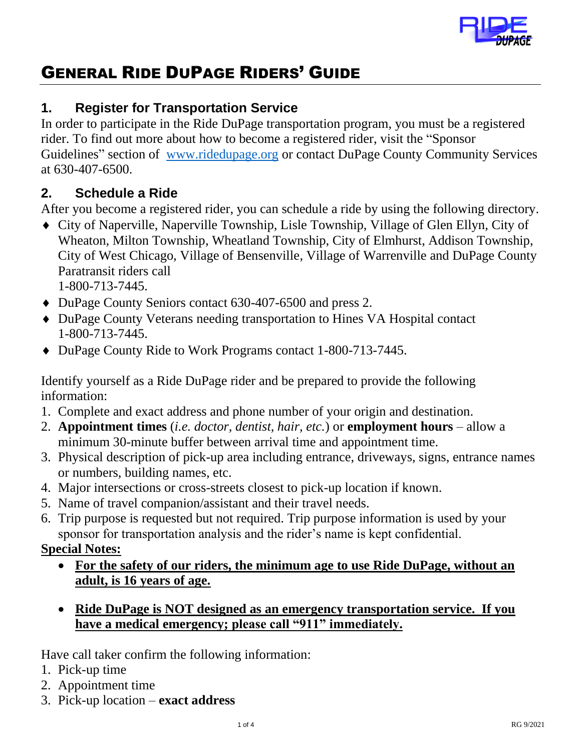# General Ride DuPage Riders' Guide

## 1. Register for Transportation Service

In order to participate in the Ride DuPage transportation program, you must be a registered rider. To find out more about how to become a registered rider, visit the "Sponsor Guidelines" section of [www.ridedupage.org](http://www.ridedupage.org) or contact DuPage County Community Services at 630-407-6500.

## 2. Schedule a Ride

After you become a registered rider, you can schedule a ride by using the following directory.

- City of Naperville, Naperville Township, Lisle Township, Village of Glen Ellyn, City of Wheaton, Milton Township, Wheatland Township, City of Elmhurst, Addison Township, City of West Chicago, Village of Bensenville, Village of Warrenville and DuPage County Paratransit riders call 1-800-713-7445.
- DuPage County Seniors contact 630-407-6500 and press 2.
- DuPage County Veterans needing transportation to Hines VA Hospital contact 1-800-713-7445.
- DuPage County Ride to Work Programs contact 1-800-713-7445.

Identify yourself as a Ride DuPage rider and be prepared to provide the following information:

1. Complete and exact address and phone number of your origin and destination.
2. **Appointment times** (*i.e. doctor, dentist, hair, etc.*) or **employment hours** – allow a minimum 30-minute buffer between arrival time and appointment time.
3. Physical description of pick-up area including entrance, driveways, signs, entrance names or numbers, building names, etc.
4. Major intersections or cross-streets closest to pick-up location if known.
5. Name of travel companion/assistant and their travel needs.
6. Trip purpose is requested but not required. Trip purpose information is used by your sponsor for transportation analysis and the rider's name is kept confidential.

**Special Notes:**

- **For the safety of our riders, the minimum age to use Ride DuPage, without an adult, is 16 years of age.**
- **Ride DuPage is NOT designed as an emergency transportation service. If you have a medical emergency; please call "911" immediately.**

Have call taker confirm the following information:

1. Pick-up time
2. Appointment time
3. Pick-up location – **exact address**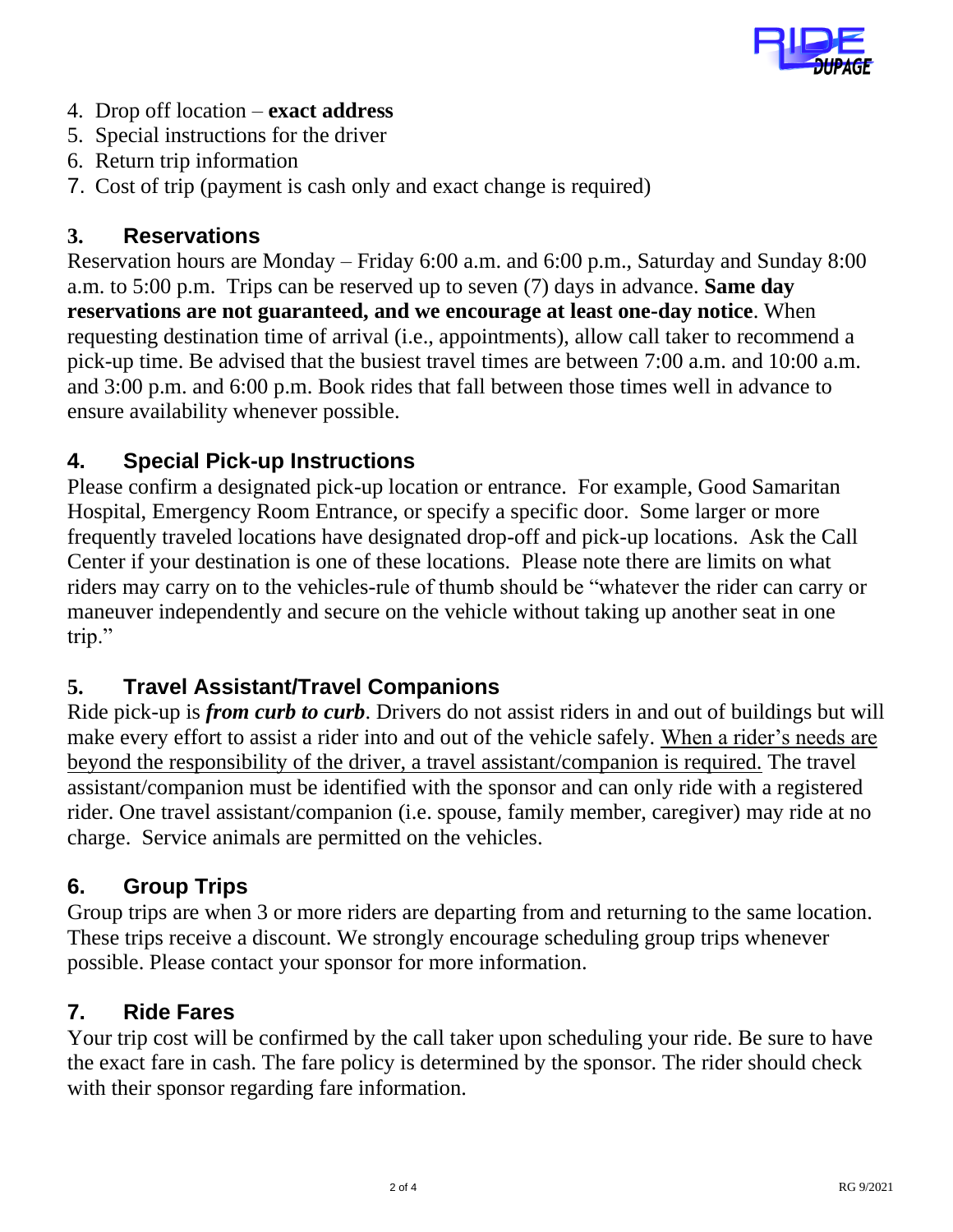4. Drop off location – **exact address**
5. Special instructions for the driver
6. Return trip information
7. Cost of trip (payment is cash only and exact change is required)

## 3. Reservations

Reservation hours are Monday – Friday 6:00 a.m. and 6:00 p.m., Saturday and Sunday 8:00 a.m. to 5:00 p.m. Trips can be reserved up to seven (7) days in advance. **Same day reservations are not guaranteed, and we encourage at least one-day notice**. When requesting destination time of arrival (i.e., appointments), allow call taker to recommend a pick-up time. Be advised that the busiest travel times are between 7:00 a.m. and 10:00 a.m. and 3:00 p.m. and 6:00 p.m. Book rides that fall between those times well in advance to ensure availability whenever possible.

## 4. Special Pick-up Instructions

Please confirm a designated pick-up location or entrance. For example, Good Samaritan Hospital, Emergency Room Entrance, or specify a specific door. Some larger or more frequently traveled locations have designated drop-off and pick-up locations. Ask the Call Center if your destination is one of these locations. Please note there are limits on what riders may carry on to the vehicles-rule of thumb should be "whatever the rider can carry or maneuver independently and secure on the vehicle without taking up another seat in one trip."

## 5. Travel Assistant/Travel Companions

Ride pick-up is ***from curb to curb***. Drivers do not assist riders in and out of buildings but will make every effort to assist a rider into and out of the vehicle safely. When a rider's needs are beyond the responsibility of the driver, a travel assistant/companion is required. The travel assistant/companion must be identified with the sponsor and can only ride with a registered rider. One travel assistant/companion (i.e. spouse, family member, caregiver) may ride at no charge. Service animals are permitted on the vehicles.

## 6. Group Trips

Group trips are when 3 or more riders are departing from and returning to the same location. These trips receive a discount. We strongly encourage scheduling group trips whenever possible. Please contact your sponsor for more information.

## 7. Ride Fares

Your trip cost will be confirmed by the call taker upon scheduling your ride. Be sure to have the exact fare in cash. The fare policy is determined by the sponsor. The rider should check with their sponsor regarding fare information.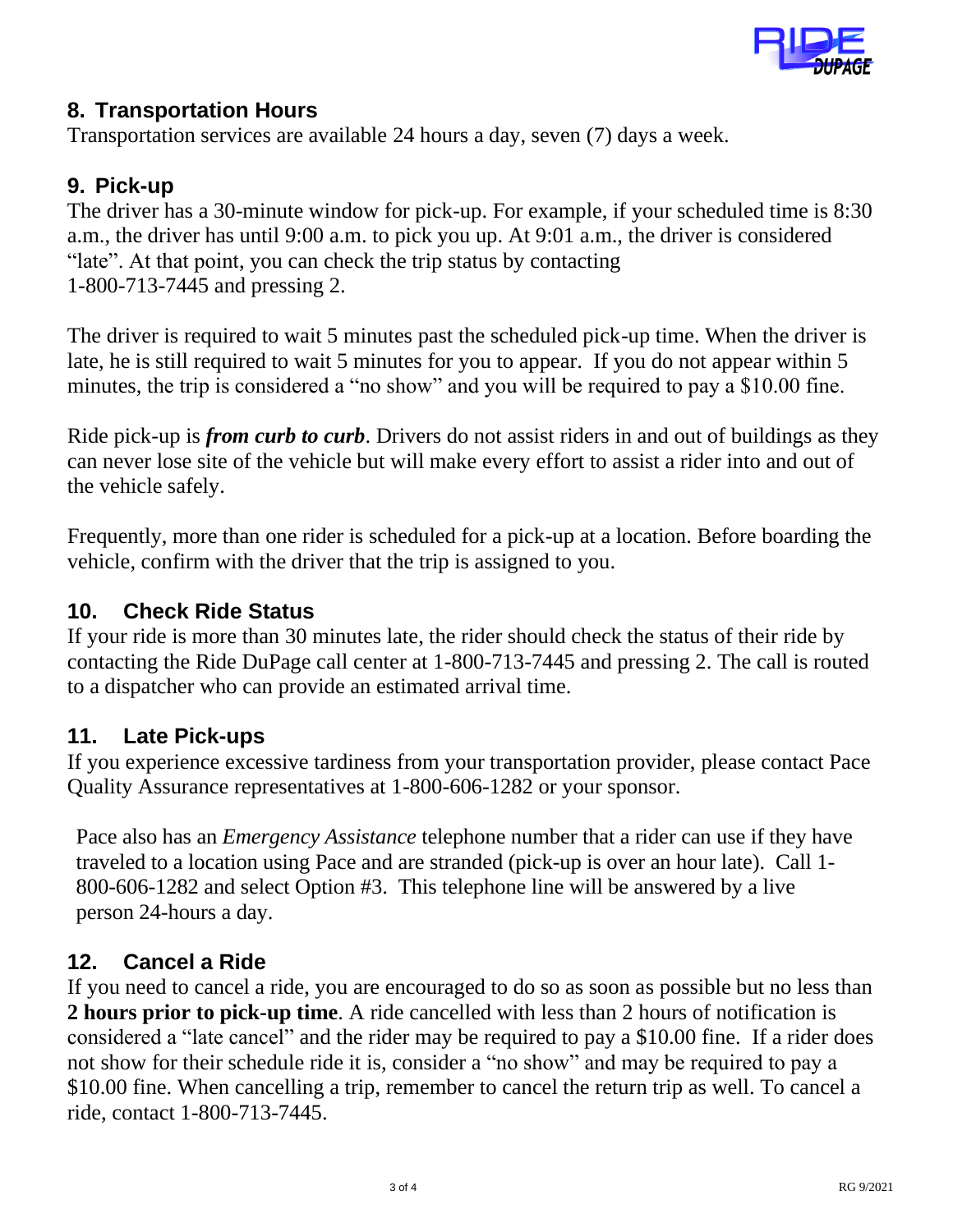## 8. Transportation Hours

Transportation services are available 24 hours a day, seven (7) days a week.

## 9. Pick-up

The driver has a 30-minute window for pick-up. For example, if your scheduled time is 8:30 a.m., the driver has until 9:00 a.m. to pick you up. At 9:01 a.m., the driver is considered "late". At that point, you can check the trip status by contacting 1-800-713-7445 and pressing 2.

The driver is required to wait 5 minutes past the scheduled pick-up time. When the driver is late, he is still required to wait 5 minutes for you to appear. If you do not appear within 5 minutes, the trip is considered a "no show" and you will be required to pay a $10.00 fine.

Ride pick-up is ***from curb to curb***. Drivers do not assist riders in and out of buildings as they can never lose site of the vehicle but will make every effort to assist a rider into and out of the vehicle safely.

Frequently, more than one rider is scheduled for a pick-up at a location. Before boarding the vehicle, confirm with the driver that the trip is assigned to you.

## 10. Check Ride Status

If your ride is more than 30 minutes late, the rider should check the status of their ride by contacting the Ride DuPage call center at 1-800-713-7445 and pressing 2. The call is routed to a dispatcher who can provide an estimated arrival time.

## 11. Late Pick-ups

If you experience excessive tardiness from your transportation provider, please contact Pace Quality Assurance representatives at 1-800-606-1282 or your sponsor.

Pace also has an *Emergency Assistance* telephone number that a rider can use if they have traveled to a location using Pace and are stranded (pick-up is over an hour late). Call 1-800-606-1282 and select Option #3. This telephone line will be answered by a live person 24-hours a day.

## 12. Cancel a Ride

If you need to cancel a ride, you are encouraged to do so as soon as possible but no less than **2 hours prior to pick-up time**. A ride cancelled with less than 2 hours of notification is considered a "late cancel" and the rider may be required to pay a $10.00 fine. If a rider does not show for their schedule ride it is, consider a "no show" and may be required to pay a $10.00 fine. When cancelling a trip, remember to cancel the return trip as well. To cancel a ride, contact 1-800-713-7445.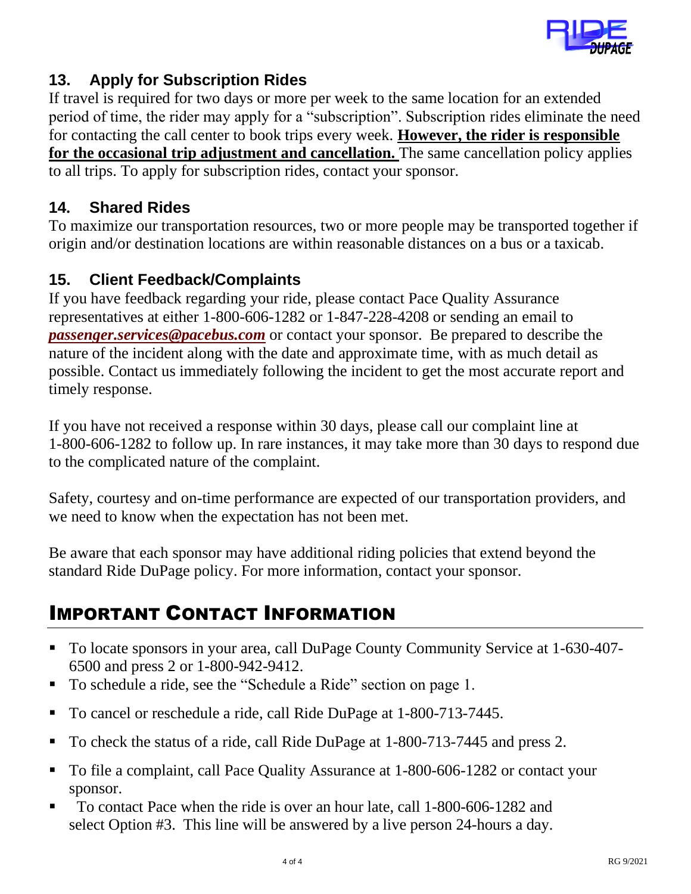## 13. Apply for Subscription Rides

If travel is required for two days or more per week to the same location for an extended period of time, the rider may apply for a "subscription". Subscription rides eliminate the need for contacting the call center to book trips every week. **However, the rider is responsible for the occasional trip adjustment and cancellation.** The same cancellation policy applies to all trips. To apply for subscription rides, contact your sponsor.

## 14. Shared Rides

To maximize our transportation resources, two or more people may be transported together if origin and/or destination locations are within reasonable distances on a bus or a taxicab.

## 15. Client Feedback/Complaints

If you have feedback regarding your ride, please contact Pace Quality Assurance representatives at either 1-800-606-1282 or 1-847-228-4208 or sending an email to ***passenger.services@pacebus.com*** or contact your sponsor. Be prepared to describe the nature of the incident along with the date and approximate time, with as much detail as possible. Contact us immediately following the incident to get the most accurate report and timely response.

If you have not received a response within 30 days, please call our complaint line at 1-800-606-1282 to follow up. In rare instances, it may take more than 30 days to respond due to the complicated nature of the complaint.

Safety, courtesy and on-time performance are expected of our transportation providers, and we need to know when the expectation has not been met.

Be aware that each sponsor may have additional riding policies that extend beyond the standard Ride DuPage policy. For more information, contact your sponsor.

# Important Contact Information

- To locate sponsors in your area, call DuPage County Community Service at 1-630-407-6500 and press 2 or 1-800-942-9412.
- To schedule a ride, see the "Schedule a Ride" section on page 1.
- To cancel or reschedule a ride, call Ride DuPage at 1-800-713-7445.
- To check the status of a ride, call Ride DuPage at 1-800-713-7445 and press 2.
- To file a complaint, call Pace Quality Assurance at 1-800-606-1282 or contact your sponsor.
- To contact Pace when the ride is over an hour late, call 1-800-606-1282 and select Option #3. This line will be answered by a live person 24-hours a day.